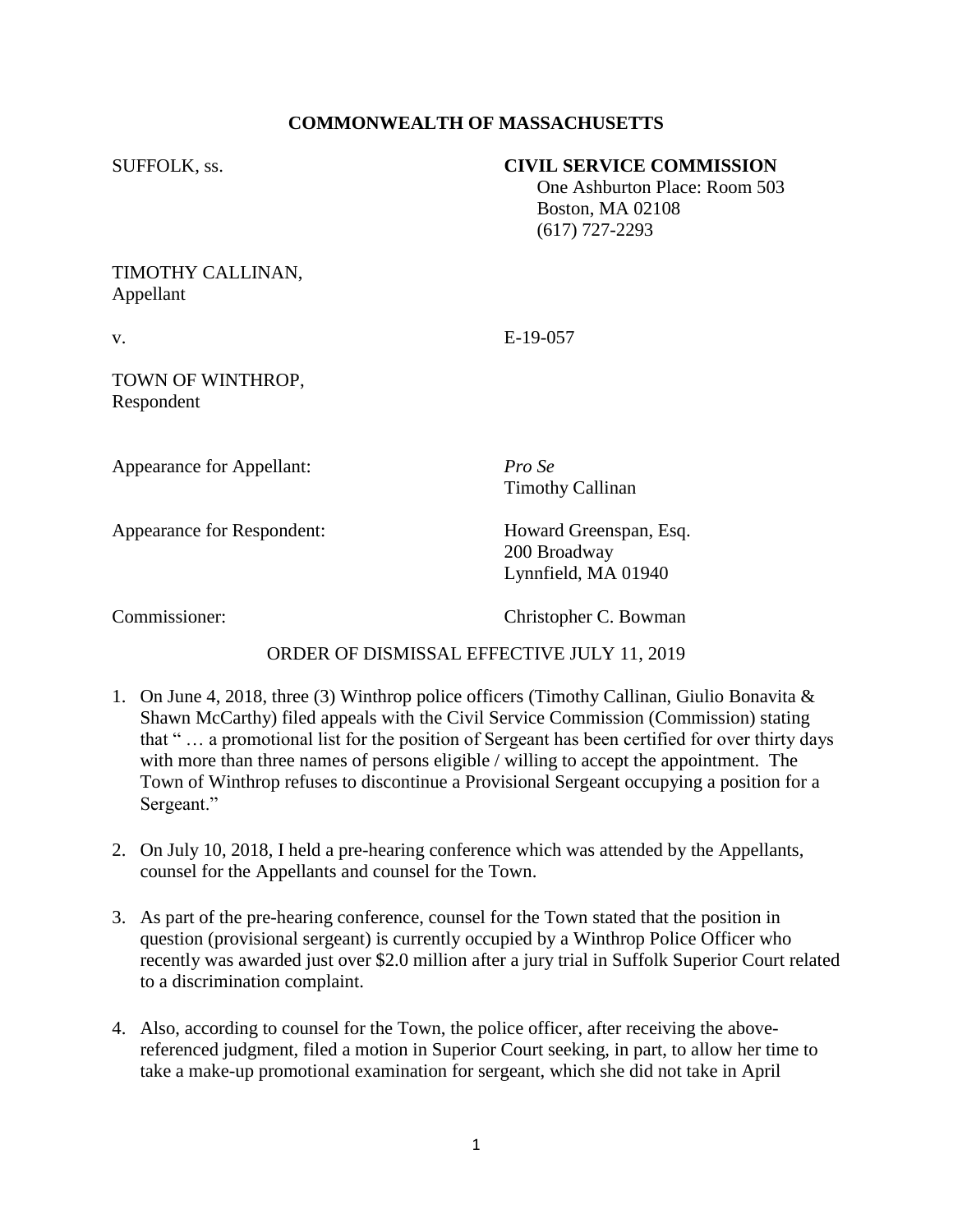**COMMONWEALTH OF MASSACHUSETTS**

SUFFOLK, ss.

**CIVIL SERVICE COMMISSION**
One Ashburton Place: Room 503
Boston, MA 02108
(617) 727-2293

TIMOTHY CALLINAN,
Appellant

v. E-19-057

TOWN OF WINTHROP,
Respondent

Appearance for Appellant: *Pro Se*
Timothy Callinan

Appearance for Respondent: Howard Greenspan, Esq.
200 Broadway
Lynnfield, MA 01940

Commissioner: Christopher C. Bowman

ORDER OF DISMISSAL EFFECTIVE JULY 11, 2019

1. On June 4, 2018, three (3) Winthrop police officers (Timothy Callinan, Giulio Bonavita & Shawn McCarthy) filed appeals with the Civil Service Commission (Commission) stating that " … a promotional list for the position of Sergeant has been certified for over thirty days with more than three names of persons eligible / willing to accept the appointment. The Town of Winthrop refuses to discontinue a Provisional Sergeant occupying a position for a Sergeant."

2. On July 10, 2018, I held a pre-hearing conference which was attended by the Appellants, counsel for the Appellants and counsel for the Town.

3. As part of the pre-hearing conference, counsel for the Town stated that the position in question (provisional sergeant) is currently occupied by a Winthrop Police Officer who recently was awarded just over $2.0 million after a jury trial in Suffolk Superior Court related to a discrimination complaint.

4. Also, according to counsel for the Town, the police officer, after receiving the above-referenced judgment, filed a motion in Superior Court seeking, in part, to allow her time to take a make-up promotional examination for sergeant, which she did not take in April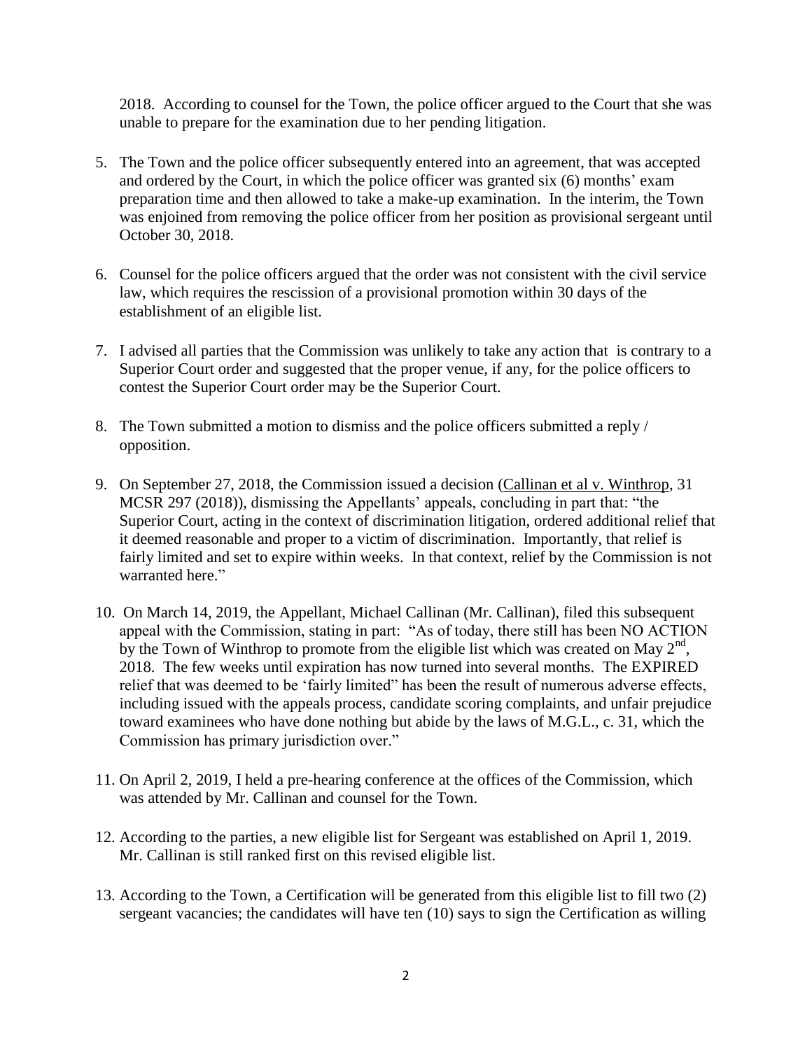2018. According to counsel for the Town, the police officer argued to the Court that she was unable to prepare for the examination due to her pending litigation.

5. The Town and the police officer subsequently entered into an agreement, that was accepted and ordered by the Court, in which the police officer was granted six (6) months' exam preparation time and then allowed to take a make-up examination. In the interim, the Town was enjoined from removing the police officer from her position as provisional sergeant until October 30, 2018.

6. Counsel for the police officers argued that the order was not consistent with the civil service law, which requires the rescission of a provisional promotion within 30 days of the establishment of an eligible list.

7. I advised all parties that the Commission was unlikely to take any action that is contrary to a Superior Court order and suggested that the proper venue, if any, for the police officers to contest the Superior Court order may be the Superior Court.

8. The Town submitted a motion to dismiss and the police officers submitted a reply / opposition.

9. On September 27, 2018, the Commission issued a decision (Callinan et al v. Winthrop, 31 MCSR 297 (2018)), dismissing the Appellants' appeals, concluding in part that: "the Superior Court, acting in the context of discrimination litigation, ordered additional relief that it deemed reasonable and proper to a victim of discrimination. Importantly, that relief is fairly limited and set to expire within weeks. In that context, relief by the Commission is not warranted here."

10. On March 14, 2019, the Appellant, Michael Callinan (Mr. Callinan), filed this subsequent appeal with the Commission, stating in part: "As of today, there still has been NO ACTION by the Town of Winthrop to promote from the eligible list which was created on May 2nd, 2018. The few weeks until expiration has now turned into several months. The EXPIRED relief that was deemed to be 'fairly limited" has been the result of numerous adverse effects, including issued with the appeals process, candidate scoring complaints, and unfair prejudice toward examinees who have done nothing but abide by the laws of M.G.L., c. 31, which the Commission has primary jurisdiction over."

11. On April 2, 2019, I held a pre-hearing conference at the offices of the Commission, which was attended by Mr. Callinan and counsel for the Town.

12. According to the parties, a new eligible list for Sergeant was established on April 1, 2019. Mr. Callinan is still ranked first on this revised eligible list.

13. According to the Town, a Certification will be generated from this eligible list to fill two (2) sergeant vacancies; the candidates will have ten (10) says to sign the Certification as willing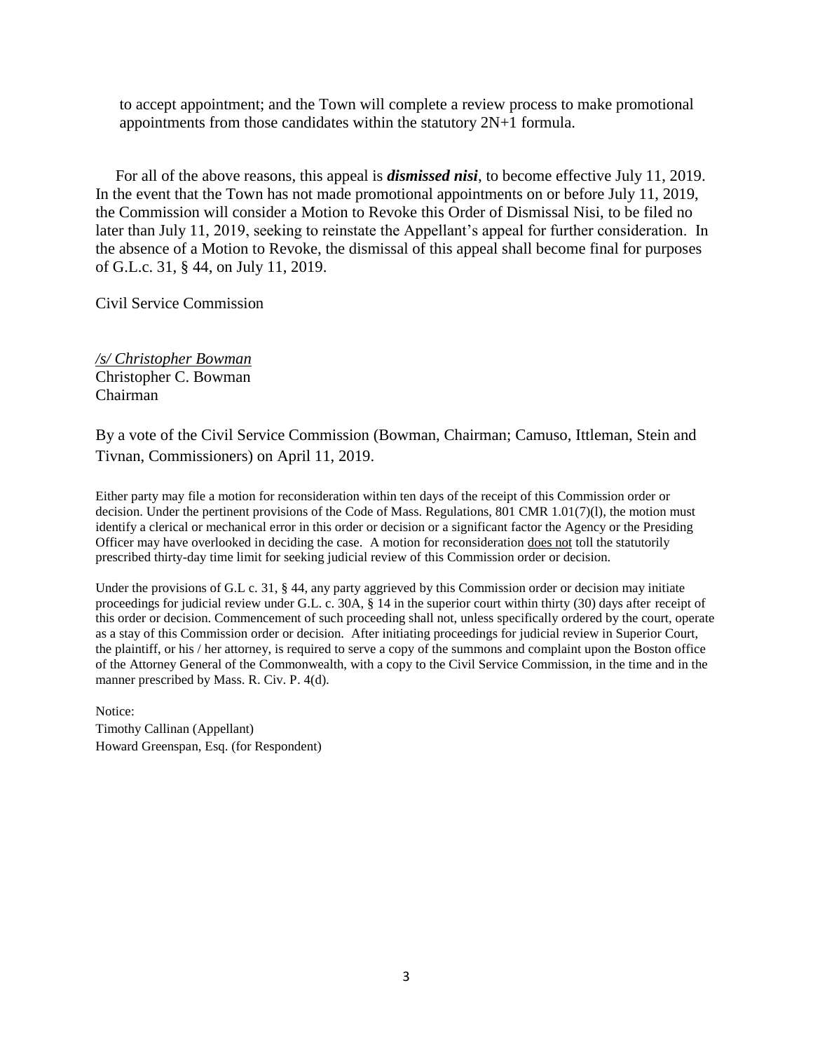to accept appointment; and the Town will complete a review process to make promotional appointments from those candidates within the statutory 2N+1 formula.

For all of the above reasons, this appeal is ***dismissed nisi***, to become effective July 11, 2019. In the event that the Town has not made promotional appointments on or before July 11, 2019, the Commission will consider a Motion to Revoke this Order of Dismissal Nisi, to be filed no later than July 11, 2019, seeking to reinstate the Appellant's appeal for further consideration. In the absence of a Motion to Revoke, the dismissal of this appeal shall become final for purposes of G.L.c. 31, § 44, on July 11, 2019.

Civil Service Commission

*/s/ Christopher Bowman*
Christopher C. Bowman
Chairman

By a vote of the Civil Service Commission (Bowman, Chairman; Camuso, Ittleman, Stein and Tivnan, Commissioners) on April 11, 2019.

Either party may file a motion for reconsideration within ten days of the receipt of this Commission order or decision. Under the pertinent provisions of the Code of Mass. Regulations, 801 CMR 1.01(7)(l), the motion must identify a clerical or mechanical error in this order or decision or a significant factor the Agency or the Presiding Officer may have overlooked in deciding the case. A motion for reconsideration does not toll the statutorily prescribed thirty-day time limit for seeking judicial review of this Commission order or decision.

Under the provisions of G.L c. 31, § 44, any party aggrieved by this Commission order or decision may initiate proceedings for judicial review under G.L. c. 30A, § 14 in the superior court within thirty (30) days after receipt of this order or decision. Commencement of such proceeding shall not, unless specifically ordered by the court, operate as a stay of this Commission order or decision. After initiating proceedings for judicial review in Superior Court, the plaintiff, or his / her attorney, is required to serve a copy of the summons and complaint upon the Boston office of the Attorney General of the Commonwealth, with a copy to the Civil Service Commission, in the time and in the manner prescribed by Mass. R. Civ. P. 4(d).

Notice:
Timothy Callinan (Appellant)
Howard Greenspan, Esq. (for Respondent)